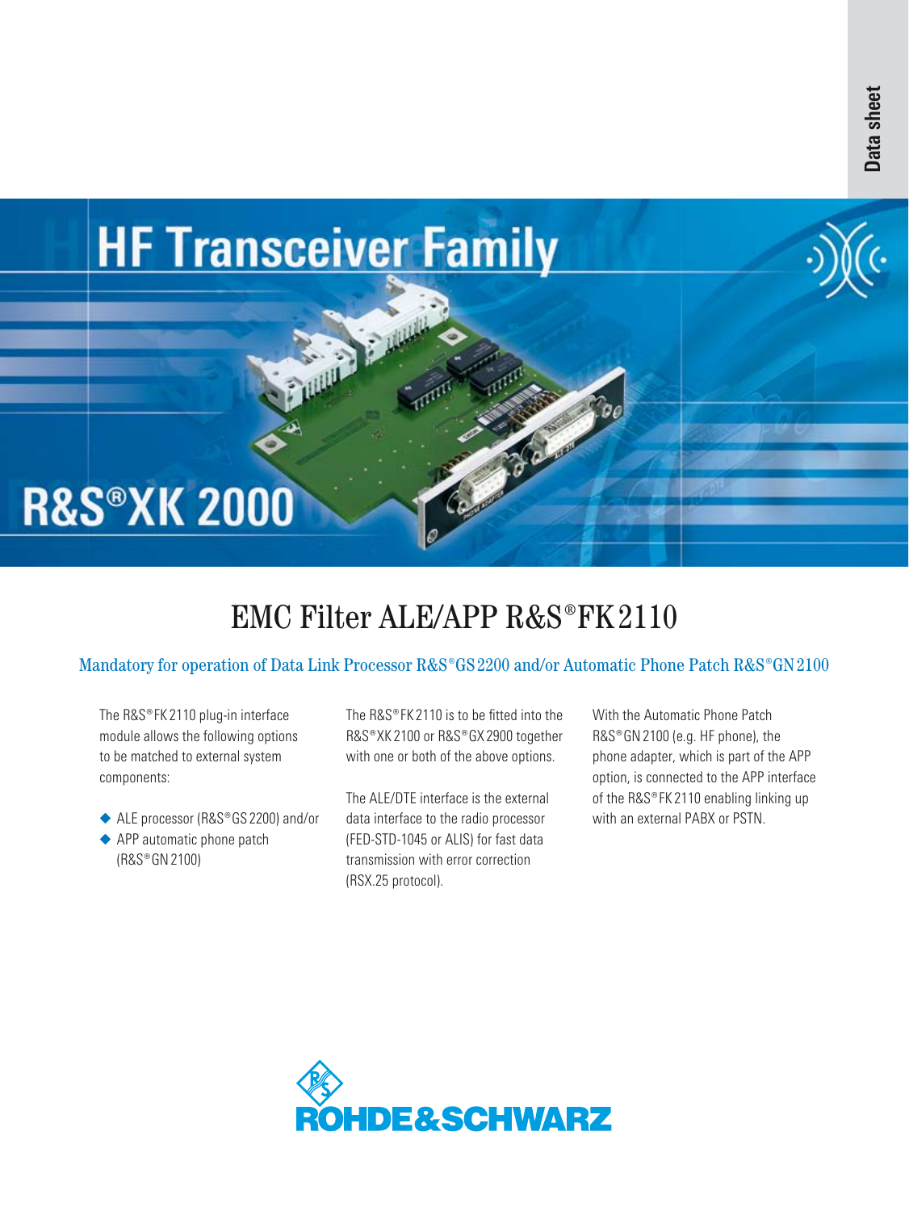Data sheet

# HF Transceiver Family

# R&S®XK 2000

## EMC Filter ALE/APP R&S®FK 2110

### Mandatory for operation of Data Link Processor R&S®GS 2200 and/or Automatic Phone Patch R&S®GN 2100

The R&S®FK 2110 plug-in interface module allows the following options to be matched to external system components:

- ALE processor (R&S®GS 2200) and/or
- APP automatic phone patch (R&S®GN 2100)

The R&S®FK 2110 is to be fitted into the R&S®XK 2100 or R&S®GX 2900 together with one or both of the above options.

The ALE/DTE interface is the external data interface to the radio processor (FED-STD-1045 or ALIS) for fast data transmission with error correction (RSX.25 protocol).

With the Automatic Phone Patch R&S®GN 2100 (e.g. HF phone), the phone adapter, which is part of the APP option, is connected to the APP interface of the R&S®FK 2110 enabling linking up with an external PABX or PSTN.

ROHDE&SCHWARZ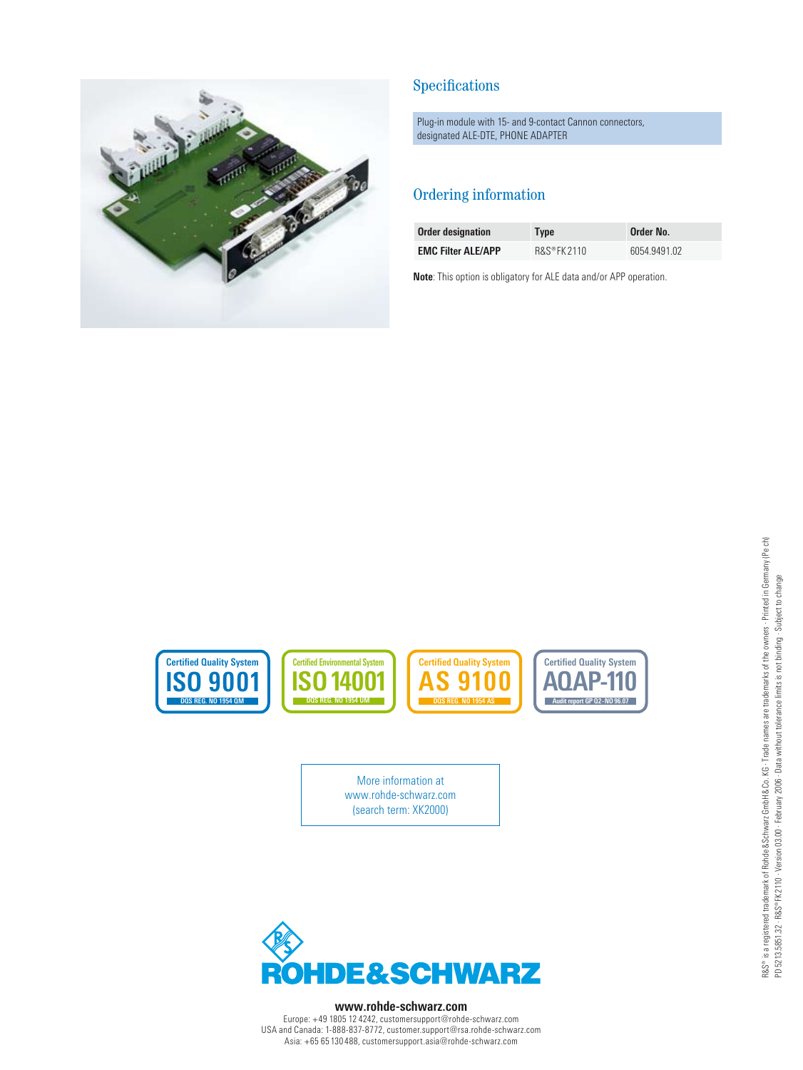## Specifications

| |
|---|
| Plug-in module with 15- and 9-contact Cannon connectors, designated ALE-DTE, PHONE ADAPTER |

## Ordering information

| Order designation | Type | Order No. |
|---|---|---|
| **EMC Filter ALE/APP** | R&S®FK2110 | 6054.9491.02 |

**Note**: This option is obligatory for ALE data and/or APP operation.

Certified Quality System ISO 9001 DQS REG. NO 1954 QM

Certified Environmental System ISO 14001 DQS REG. NO 1954 UM

Certified Quality System AS 9100 DQS REG. NO 1954 AS

Certified Quality System AQAP-110 Audit report GP Q2-NO 96.07

More information at
www.rohde-schwarz.com
(search term: XK2000)

ROHDE&SCHWARZ

**www.rohde-schwarz.com**
Europe: +49 1805 12 4242, customersupport@rohde-schwarz.com
USA and Canada: 1-888-837-8772, customer.support@rsa.rohde-schwarz.com
Asia: +65 65 130 488, customersupport.asia@rohde-schwarz.com

R&S® is a registered trademark of Rohde&Schwarz GmbH&Co. KG · Trade names are trademarks of the owners · Printed in Germany (Pe ch)
PD 5213.5851.32 · R&S®FK2110 · Version 03.00 · February 2006 · Data without tolerance limits is not binding · Subject to change